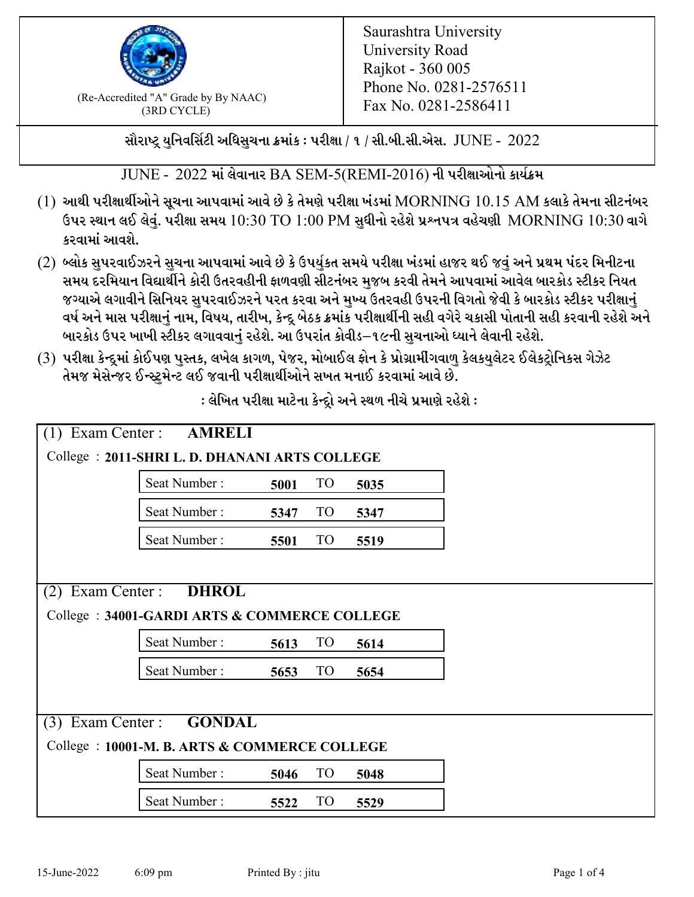(Re-Accredited "A" Grade by By NAAC)
(3RD CYCLE)

Saurashtra University
University Road
Rajkot - 360 005
Phone No. 0281-2576511
Fax No. 0281-2586411

**સૌરાષ્ટ્ર યુનિવર્સિટી અધિસુચના ક્રમાંક : પરીક્ષા / ૧ / સી.બી.સી.એસ. JUNE - 2022**

JUNE - 2022 માં લેવાનાર BA SEM-5(REMI-2016) ની પરીક્ષાઓનો કાર્યક્રમ

(1) આથી પરીક્ષાર્થીઓને સૂચના આપવામાં આવે છે કે તેમણે પરીક્ષા ખંડમાં MORNING 10.15 AM કલાકે તેમના સીટનંબર ઉપર સ્થાન લઈ લેવું. પરીક્ષા સમય 10:30 TO 1:00 PM સુધીનો રહેશે પ્રશ્નપત્ર વહેચણી MORNING 10:30 વાગે કરવામાં આવશે.

(2) બ્લોક સુપરવાઈઝરને સુચના આપવામાં આવે છે કે ઉપર્યુકત સમયે પરીક્ષા ખંડમાં હાજર થઈ જવું અને પ્રથમ પંદર મિનીટના સમય દરમિયાન વિદ્યાર્થીને કોરી ઉતરવહીની ફાળવણી સીટનંબર મુજબ કરવી તેમને આપવામાં આવેલ બારકોડ સ્ટીકર નિયત જગ્યાએ લગાવીને સિનિયર સુપરવાઈઝરને પરત કરવા અને મુખ્ય ઉતરવહી ઉપરની વિગતો જેવી કે બારકોડ સ્ટીકર પરીક્ષાનું વર્ષ અને માસ પરીક્ષાનું નામ, વિષય, તારીખ, કેન્દ્ર બેઠક ક્રમાંક પરીક્ષાર્થીની સહી વગેરે ચકાસી પોતાની સહી કરવાની રહેશે અને બારકોડ ઉપર ખાખી સ્ટીકર લગાવવાનું રહેશે. આ ઉપરાંત કોવીડ–૧૯ની સુચનાઓ ધ્યાને લેવાની રહેશે.

(3) પરીક્ષા કેન્દ્રમાં કોઈપણ પુસ્તક, લખેલ કાગળ, પેજર, મોબાઈલ ફોન કે પ્રોગ્રામીંગવાળુ કેલકયુલેટર ઈલેકટ્રોનિકસ ગેઝેટ તેમજ મેસેન્જર ઈન્સ્ટ્રુમેન્ટ લઈ જવાની પરીક્ષાર્થીઓને સખત મનાઈ કરવામાં આવે છે.

**: લેખિત પરીક્ષા માટેના કેન્દ્રો અને સ્થળ નીચે પ્રમાણે રહેશે :**

(1) Exam Center : **AMRELI**

College : **2011-SHRI L. D. DHANANI ARTS COLLEGE**

| Seat Number : | 5001 | TO | 5035 |
|---|---|---|---|
| Seat Number : | 5347 | TO | 5347 |
| Seat Number : | 5501 | TO | 5519 |

(2) Exam Center : **DHROL**

College : **34001-GARDI ARTS & COMMERCE COLLEGE**

| Seat Number : | 5613 | TO | 5614 |
|---|---|---|---|
| Seat Number : | 5653 | TO | 5654 |

(3) Exam Center : **GONDAL**

College : **10001-M. B. ARTS & COMMERCE COLLEGE**

| Seat Number : | 5046 | TO | 5048 |
|---|---|---|---|
| Seat Number : | 5522 | TO | 5529 |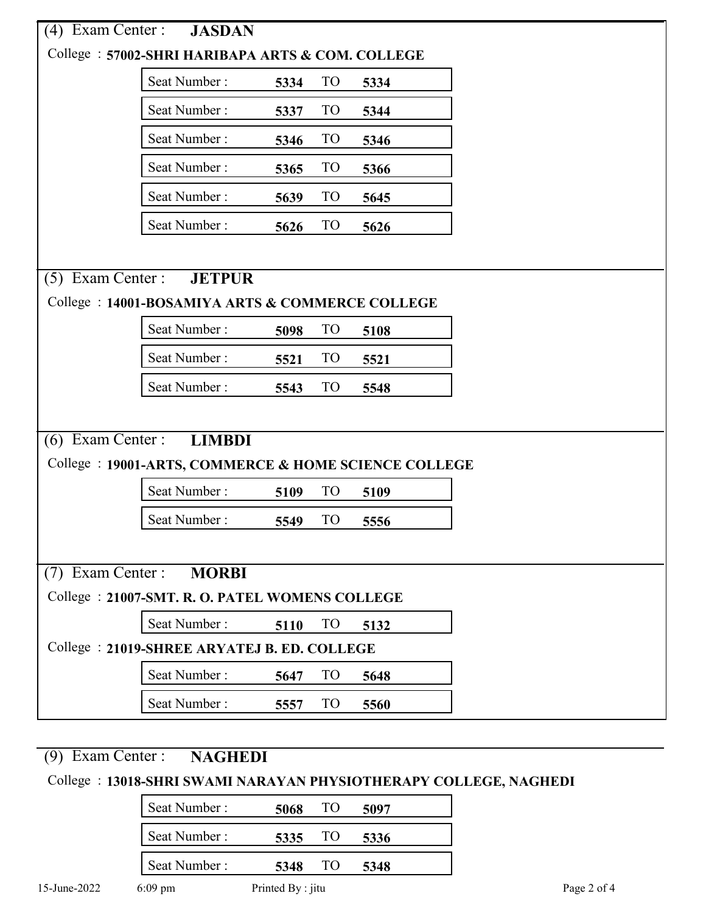(4) Exam Center : **JASDAN**

College : **57002-SHRI HARIBAPA ARTS & COM. COLLEGE**

| Seat Number : | 5334 | TO | 5334 |
|---|---|---|---|
| Seat Number : | 5337 | TO | 5344 |
| Seat Number : | 5346 | TO | 5346 |
| Seat Number : | 5365 | TO | 5366 |
| Seat Number : | 5639 | TO | 5645 |
| Seat Number : | 5626 | TO | 5626 |

(5) Exam Center : **JETPUR**

College : **14001-BOSAMIYA ARTS & COMMERCE COLLEGE**

| Seat Number : | 5098 | TO | 5108 |
|---|---|---|---|
| Seat Number : | 5521 | TO | 5521 |
| Seat Number : | 5543 | TO | 5548 |

(6) Exam Center : **LIMBDI**

College : **19001-ARTS, COMMERCE & HOME SCIENCE COLLEGE**

| Seat Number : | 5109 | TO | 5109 |
|---|---|---|---|
| Seat Number : | 5549 | TO | 5556 |

(7) Exam Center : **MORBI**

College : **21007-SMT. R. O. PATEL WOMENS COLLEGE**

| Seat Number : | 5110 | TO | 5132 |
|---|---|---|---|

College : **21019-SHREE ARYATEJ B. ED. COLLEGE**

| Seat Number : | 5647 | TO | 5648 |
|---|---|---|---|
| Seat Number : | 5557 | TO | 5560 |

(9) Exam Center : **NAGHEDI**

College : **13018-SHRI SWAMI NARAYAN PHYSIOTHERAPY COLLEGE, NAGHEDI**

| Seat Number : | 5068 | TO | 5097 |
|---|---|---|---|
| Seat Number : | 5335 | TO | 5336 |
| Seat Number : | 5348 | TO | 5348 |

15-June-2022 6:09 pm Printed By : jitu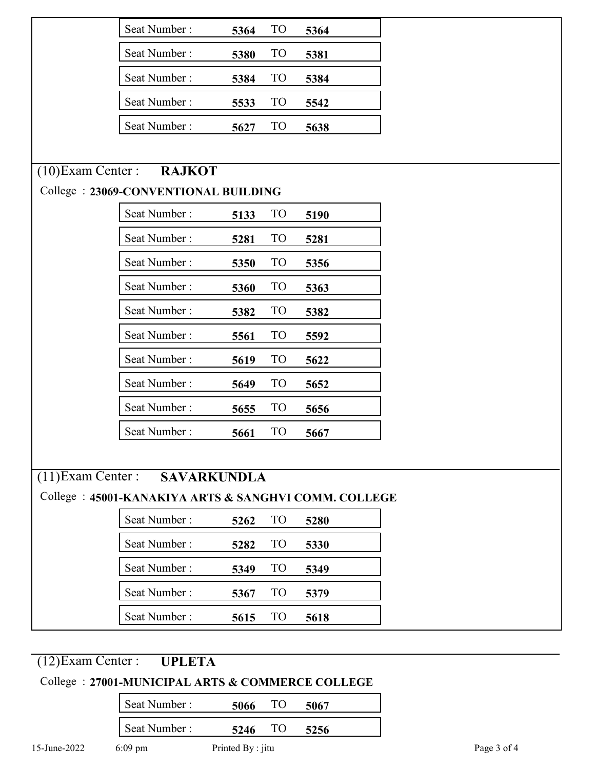Seat Number : **5364** TO **5364**

Seat Number : **5380** TO **5381**

Seat Number : **5384** TO **5384**

Seat Number : **5533** TO **5542**

Seat Number : **5627** TO **5638**

## (10)Exam Center : **RAJKOT**

College : **23069-CONVENTIONAL BUILDING**

Seat Number : **5133** TO **5190**

Seat Number : **5281** TO **5281**

Seat Number : **5350** TO **5356**

Seat Number : **5360** TO **5363**

Seat Number : **5382** TO **5382**

Seat Number : **5561** TO **5592**

Seat Number : **5619** TO **5622**

Seat Number : **5649** TO **5652**

Seat Number : **5655** TO **5656**

Seat Number : **5661** TO **5667**

## (11)Exam Center : **SAVARKUNDLA**

College : **45001-KANAKIYA ARTS & SANGHVI COMM. COLLEGE**

Seat Number : **5262** TO **5280**

Seat Number : **5282** TO **5330**

Seat Number : **5349** TO **5349**

Seat Number : **5367** TO **5379**

Seat Number : **5615** TO **5618**

## (12)Exam Center : **UPLETA**

College : **27001-MUNICIPAL ARTS & COMMERCE COLLEGE**

Seat Number : **5066** TO **5067**

Seat Number : **5246** TO **5256**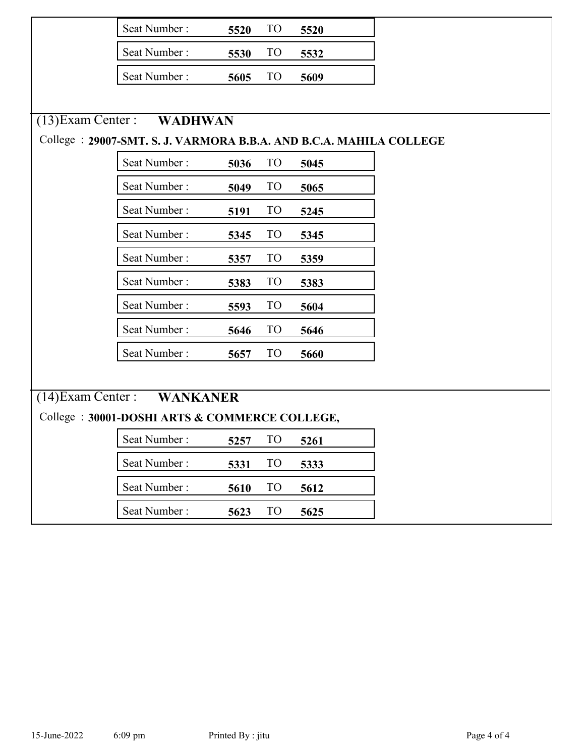| Seat Number : | 5520 | TO | 5520 |
|---|---|---|---|
| Seat Number : | 5530 | TO | 5532 |
| Seat Number : | 5605 | TO | 5609 |

(13)Exam Center : **WADHWAN**

College : **29007-SMT. S. J. VARMORA B.B.A. AND B.C.A. MAHILA COLLEGE**

| Seat Number : | 5036 | TO | 5045 |
|---|---|---|---|
| Seat Number : | 5049 | TO | 5065 |
| Seat Number : | 5191 | TO | 5245 |
| Seat Number : | 5345 | TO | 5345 |
| Seat Number : | 5357 | TO | 5359 |
| Seat Number : | 5383 | TO | 5383 |
| Seat Number : | 5593 | TO | 5604 |
| Seat Number : | 5646 | TO | 5646 |
| Seat Number : | 5657 | TO | 5660 |

(14)Exam Center : **WANKANER**

College : **30001-DOSHI ARTS & COMMERCE COLLEGE,**

| Seat Number : | 5257 | TO | 5261 |
|---|---|---|---|
| Seat Number : | 5331 | TO | 5333 |
| Seat Number : | 5610 | TO | 5612 |
| Seat Number : | 5623 | TO | 5625 |

15-June-2022 6:09 pm Printed By : jitu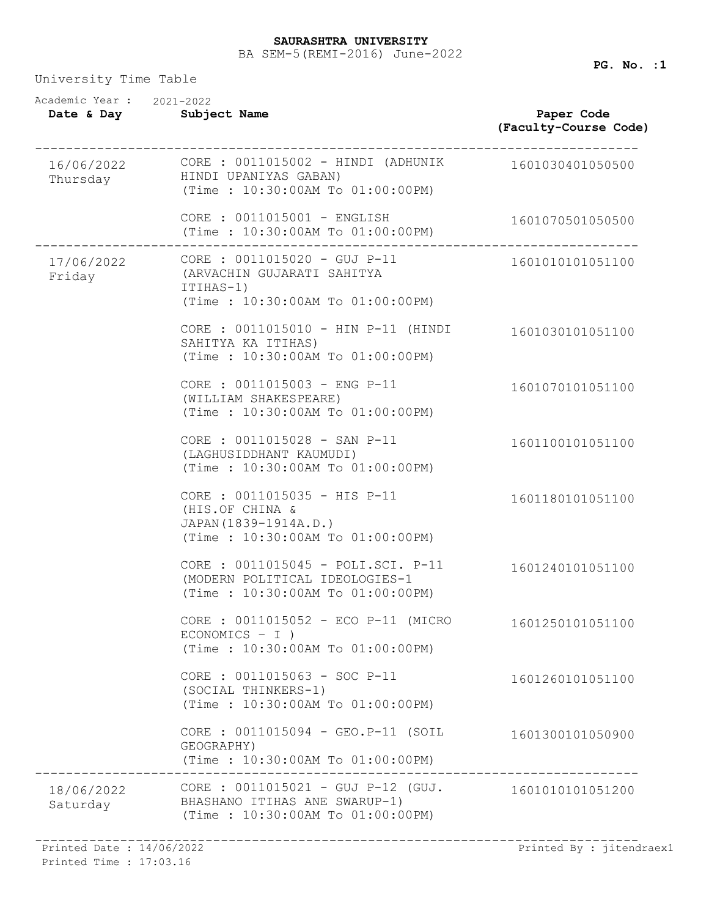**SAURASHTRA UNIVERSITY**

BA SEM-5(REMI-2016) June-2022

University Time Table

Academic Year : 2021-2022

| Date & Day | Subject Name | Paper Code (Faculty-Course Code) |
|---|---|---|
| 16/06/2022 Thursday | CORE : 0011015002 - HINDI (ADHUNIK HINDI UPANIYAS GABAN) (Time : 10:30:00AM To 01:00:00PM) | 1601030401050500 |
| | CORE : 0011015001 - ENGLISH (Time : 10:30:00AM To 01:00:00PM) | 1601070501050500 |
| 17/06/2022 Friday | CORE : 0011015020 - GUJ P-11 (ARVACHIN GUJARATI SAHITYA ITIHAS-1) (Time : 10:30:00AM To 01:00:00PM) | 1601010101051100 |
| | CORE : 0011015010 - HIN P-11 (HINDI SAHITYA KA ITIHAS) (Time : 10:30:00AM To 01:00:00PM) | 1601030101051100 |
| | CORE : 0011015003 - ENG P-11 (WILLIAM SHAKESPEARE) (Time : 10:30:00AM To 01:00:00PM) | 1601070101051100 |
| | CORE : 0011015028 - SAN P-11 (LAGHUSIDDHANT KAUMUDI) (Time : 10:30:00AM To 01:00:00PM) | 1601100101051100 |
| | CORE : 0011015035 - HIS P-11 (HIS.OF CHINA & JAPAN(1839-1914A.D.) (Time : 10:30:00AM To 01:00:00PM) | 1601180101051100 |
| | CORE : 0011015045 - POLI.SCI. P-11 (MODERN POLITICAL IDEOLOGIES-1 (Time : 10:30:00AM To 01:00:00PM) | 1601240101051100 |
| | CORE : 0011015052 - ECO P-11 (MICRO ECONOMICS – I ) (Time : 10:30:00AM To 01:00:00PM) | 1601250101051100 |
| | CORE : 0011015063 - SOC P-11 (SOCIAL THINKERS-1) (Time : 10:30:00AM To 01:00:00PM) | 1601260101051100 |
| | CORE : 0011015094 - GEO.P-11 (SOIL GEOGRAPHY) (Time : 10:30:00AM To 01:00:00PM) | 1601300101050900 |
| 18/06/2022 Saturday | CORE : 0011015021 - GUJ P-12 (GUJ. BHASHANO ITIHAS ANE SWARUP-1) (Time : 10:30:00AM To 01:00:00PM) | 1601010101051200 |

Printed Date : 14/06/2022
Printed Time : 17:03.16
Printed By : jitendraex1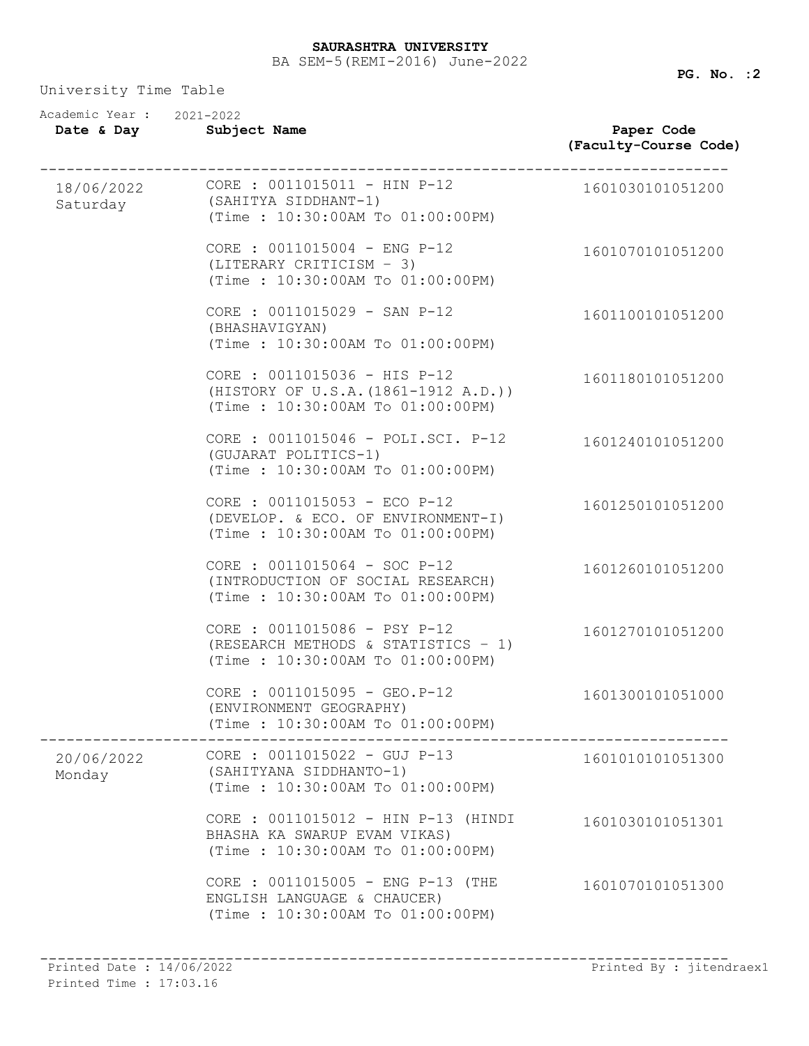**SAURASHTRA UNIVERSITY**

BA SEM-5(REMI-2016) June-2022

University Time Table

Academic Year : 2021-2022

| Date & Day | Subject Name | Paper Code (Faculty-Course Code) |
|---|---|---|
| 18/06/2022 Saturday | CORE : 0011015011 - HIN P-12 (SAHITYA SIDDHANT-1) (Time : 10:30:00AM To 01:00:00PM) | 1601030101051200 |
| | CORE : 0011015004 - ENG P-12 (LITERARY CRITICISM - 3) (Time : 10:30:00AM To 01:00:00PM) | 1601070101051200 |
| | CORE : 0011015029 - SAN P-12 (BHASHAVIGYAN) (Time : 10:30:00AM To 01:00:00PM) | 1601100101051200 |
| | CORE : 0011015036 - HIS P-12 (HISTORY OF U.S.A.(1861-1912 A.D.)) (Time : 10:30:00AM To 01:00:00PM) | 1601180101051200 |
| | CORE : 0011015046 - POLI.SCI. P-12 (GUJARAT POLITICS-1) (Time : 10:30:00AM To 01:00:00PM) | 1601240101051200 |
| | CORE : 0011015053 - ECO P-12 (DEVELOP. & ECO. OF ENVIRONMENT-I) (Time : 10:30:00AM To 01:00:00PM) | 1601250101051200 |
| | CORE : 0011015064 - SOC P-12 (INTRODUCTION OF SOCIAL RESEARCH) (Time : 10:30:00AM To 01:00:00PM) | 1601260101051200 |
| | CORE : 0011015086 - PSY P-12 (RESEARCH METHODS & STATISTICS - 1) (Time : 10:30:00AM To 01:00:00PM) | 1601270101051200 |
| | CORE : 0011015095 - GEO.P-12 (ENVIRONMENT GEOGRAPHY) (Time : 10:30:00AM To 01:00:00PM) | 1601300101051000 |
| 20/06/2022 Monday | CORE : 0011015022 - GUJ P-13 (SAHITYANA SIDDHANTO-1) (Time : 10:30:00AM To 01:00:00PM) | 1601010101051300 |
| | CORE : 0011015012 - HIN P-13 (HINDI BHASHA KA SWARUP EVAM VIKAS) (Time : 10:30:00AM To 01:00:00PM) | 1601030101051301 |
| | CORE : 0011015005 - ENG P-13 (THE ENGLISH LANGUAGE & CHAUCER) (Time : 10:30:00AM To 01:00:00PM) | 1601070101051300 |

Printed Date : 14/06/2022 Printed By : jitendraex1

Printed Time : 17:03.16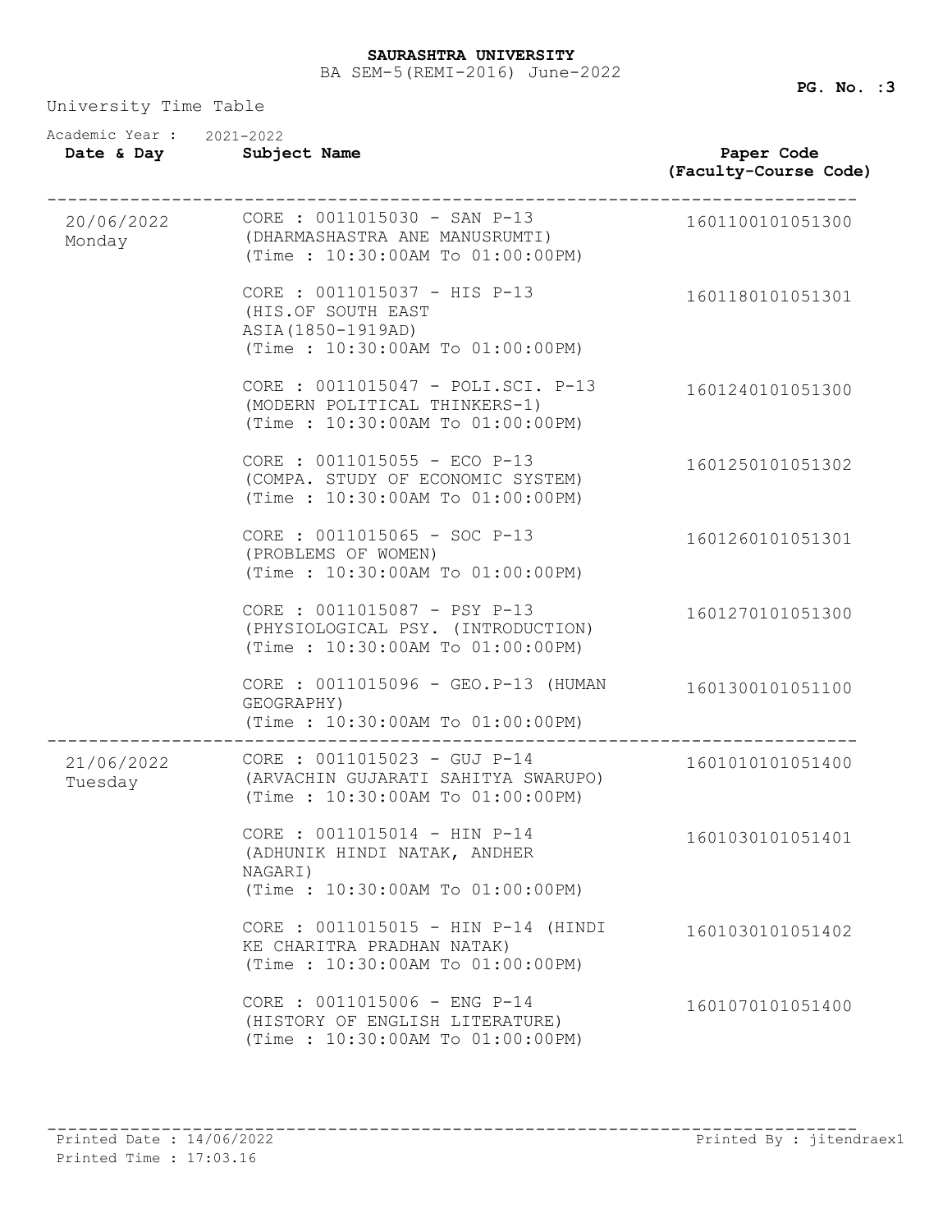**SAURASHTRA UNIVERSITY**

BA SEM-5(REMI-2016) June-2022

University Time Table

Academic Year : 2021-2022

| Date & Day | Subject Name | Paper Code (Faculty-Course Code) |
|---|---|---|
| 20/06/2022 Monday | CORE : 0011015030 - SAN P-13 (DHARMASHASTRA ANE MANUSRUMTI) (Time : 10:30:00AM To 01:00:00PM) | 1601100101051300 |
| | CORE : 0011015037 - HIS P-13 (HIS.OF SOUTH EAST ASIA(1850-1919AD) (Time : 10:30:00AM To 01:00:00PM) | 1601180101051301 |
| | CORE : 0011015047 - POLI.SCI. P-13 (MODERN POLITICAL THINKERS-1) (Time : 10:30:00AM To 01:00:00PM) | 1601240101051300 |
| | CORE : 0011015055 - ECO P-13 (COMPA. STUDY OF ECONOMIC SYSTEM) (Time : 10:30:00AM To 01:00:00PM) | 1601250101051302 |
| | CORE : 0011015065 - SOC P-13 (PROBLEMS OF WOMEN) (Time : 10:30:00AM To 01:00:00PM) | 1601260101051301 |
| | CORE : 0011015087 - PSY P-13 (PHYSIOLOGICAL PSY. (INTRODUCTION) (Time : 10:30:00AM To 01:00:00PM) | 1601270101051300 |
| | CORE : 0011015096 - GEO.P-13 (HUMAN GEOGRAPHY) (Time : 10:30:00AM To 01:00:00PM) | 1601300101051100 |
| 21/06/2022 Tuesday | CORE : 0011015023 - GUJ P-14 (ARVACHIN GUJARATI SAHITYA SWARUPO) (Time : 10:30:00AM To 01:00:00PM) | 1601010101051400 |
| | CORE : 0011015014 - HIN P-14 (ADHUNIK HINDI NATAK, ANDHER NAGARI) (Time : 10:30:00AM To 01:00:00PM) | 1601030101051401 |
| | CORE : 0011015015 - HIN P-14 (HINDI KE CHARITRA PRADHAN NATAK) (Time : 10:30:00AM To 01:00:00PM) | 1601030101051402 |
| | CORE : 0011015006 - ENG P-14 (HISTORY OF ENGLISH LITERATURE) (Time : 10:30:00AM To 01:00:00PM) | 1601070101051400 |

Printed Date : 14/06/2022
Printed Time : 17:03.16
Printed By : jitendraex1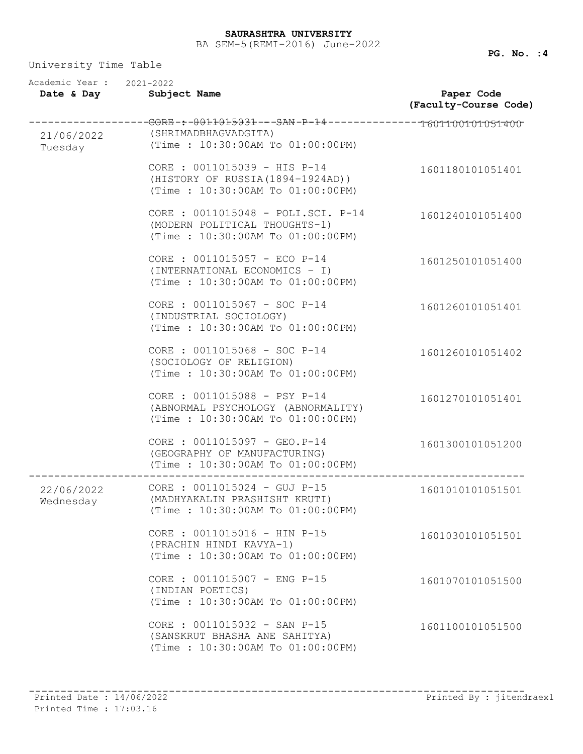**SAURASHTRA UNIVERSITY**

BA SEM-5(REMI-2016) June-2022

University Time Table

Academic Year : 2021-2022

| Date & Day | Subject Name | Paper Code (Faculty-Course Code) |
|---|---|---|
| 21/06/2022 Tuesday | CORE : 0011015031 - SAN P-14 (SHRIMADBHAGVADGITA) (Time : 10:30:00AM To 01:00:00PM) | 1601100101051400 |
| | CORE : 0011015039 - HIS P-14 (HISTORY OF RUSSIA(1894-1924AD)) (Time : 10:30:00AM To 01:00:00PM) | 1601180101051401 |
| | CORE : 0011015048 - POLI.SCI. P-14 (MODERN POLITICAL THOUGHTS-1) (Time : 10:30:00AM To 01:00:00PM) | 1601240101051400 |
| | CORE : 0011015057 - ECO P-14 (INTERNATIONAL ECONOMICS - I) (Time : 10:30:00AM To 01:00:00PM) | 1601250101051400 |
| | CORE : 0011015067 - SOC P-14 (INDUSTRIAL SOCIOLOGY) (Time : 10:30:00AM To 01:00:00PM) | 1601260101051401 |
| | CORE : 0011015068 - SOC P-14 (SOCIOLOGY OF RELIGION) (Time : 10:30:00AM To 01:00:00PM) | 1601260101051402 |
| | CORE : 0011015088 - PSY P-14 (ABNORMAL PSYCHOLOGY (ABNORMALITY) (Time : 10:30:00AM To 01:00:00PM) | 1601270101051401 |
| | CORE : 0011015097 - GEO.P-14 (GEOGRAPHY OF MANUFACTURING) (Time : 10:30:00AM To 01:00:00PM) | 1601300101051200 |
| 22/06/2022 Wednesday | CORE : 0011015024 - GUJ P-15 (MADHYAKALIN PRASHISHT KRUTI) (Time : 10:30:00AM To 01:00:00PM) | 1601010101051501 |
| | CORE : 0011015016 - HIN P-15 (PRACHIN HINDI KAVYA-1) (Time : 10:30:00AM To 01:00:00PM) | 1601030101051501 |
| | CORE : 0011015007 - ENG P-15 (INDIAN POETICS) (Time : 10:30:00AM To 01:00:00PM) | 1601070101051500 |
| | CORE : 0011015032 - SAN P-15 (SANSKRUT BHASHA ANE SAHITYA) (Time : 10:30:00AM To 01:00:00PM) | 1601100101051500 |

Printed Date : 14/06/2022
Printed Time : 17:03.16
Printed By : jitendraex1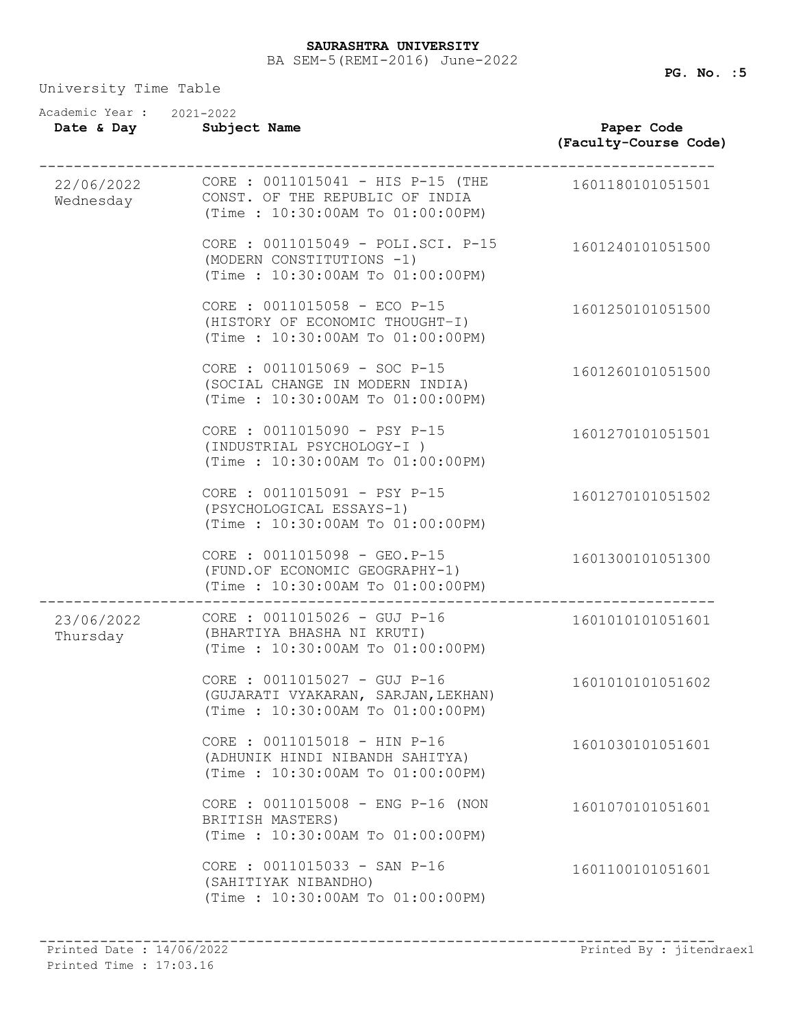**SAURASHTRA UNIVERSITY**
BA SEM-5(REMI-2016) June-2022

University Time Table

Academic Year : 2021-2022

| Date & Day | Subject Name | Paper Code (Faculty-Course Code) |
|---|---|---|
| 22/06/2022 Wednesday | CORE : 0011015041 - HIS P-15 (THE CONST. OF THE REPUBLIC OF INDIA (Time : 10:30:00AM To 01:00:00PM) | 1601180101051501 |
| | CORE : 0011015049 - POLI.SCI. P-15 (MODERN CONSTITUTIONS -1) (Time : 10:30:00AM To 01:00:00PM) | 1601240101051500 |
| | CORE : 0011015058 - ECO P-15 (HISTORY OF ECONOMIC THOUGHT-I) (Time : 10:30:00AM To 01:00:00PM) | 1601250101051500 |
| | CORE : 0011015069 - SOC P-15 (SOCIAL CHANGE IN MODERN INDIA) (Time : 10:30:00AM To 01:00:00PM) | 1601260101051500 |
| | CORE : 0011015090 - PSY P-15 (INDUSTRIAL PSYCHOLOGY-I ) (Time : 10:30:00AM To 01:00:00PM) | 1601270101051501 |
| | CORE : 0011015091 - PSY P-15 (PSYCHOLOGICAL ESSAYS-1) (Time : 10:30:00AM To 01:00:00PM) | 1601270101051502 |
| | CORE : 0011015098 - GEO.P-15 (FUND.OF ECONOMIC GEOGRAPHY-1) (Time : 10:30:00AM To 01:00:00PM) | 1601300101051300 |
| 23/06/2022 Thursday | CORE : 0011015026 - GUJ P-16 (BHARTIYA BHASHA NI KRUTI) (Time : 10:30:00AM To 01:00:00PM) | 1601010101051601 |
| | CORE : 0011015027 - GUJ P-16 (GUJARATI VYAKARAN, SARJAN,LEKHAN) (Time : 10:30:00AM To 01:00:00PM) | 1601010101051602 |
| | CORE : 0011015018 - HIN P-16 (ADHUNIK HINDI NIBANDH SAHITYA) (Time : 10:30:00AM To 01:00:00PM) | 1601030101051601 |
| | CORE : 0011015008 - ENG P-16 (NON BRITISH MASTERS) (Time : 10:30:00AM To 01:00:00PM) | 1601070101051601 |
| | CORE : 0011015033 - SAN P-16 (SAHITIYAK NIBANDHO) (Time : 10:30:00AM To 01:00:00PM) | 1601100101051601 |

Printed Date : 14/06/2022
Printed Time : 17:03.16
Printed By : jitendraex1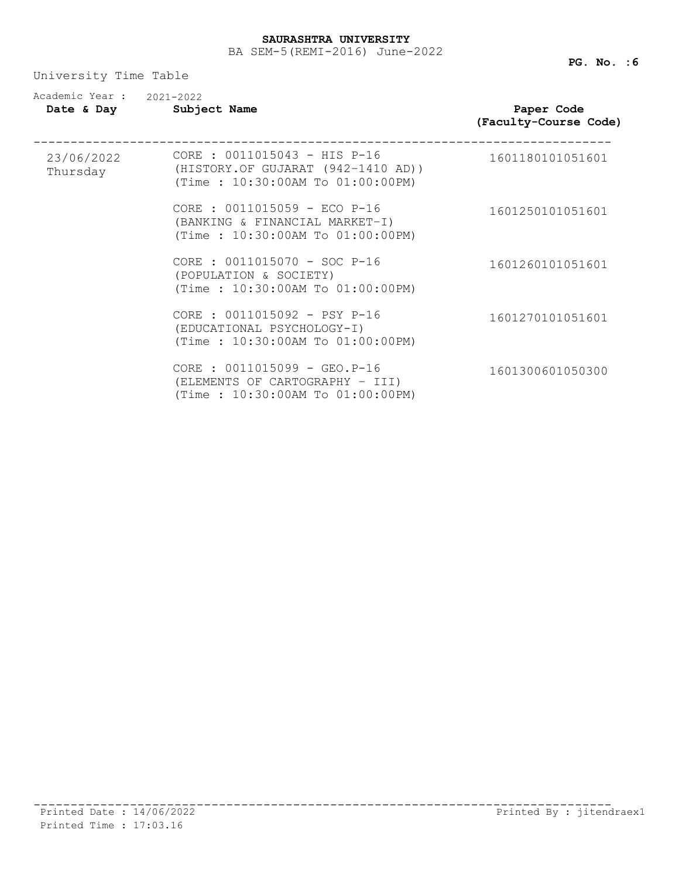**SAURASHTRA UNIVERSITY**

BA SEM-5(REMI-2016) June-2022

University Time Table

Academic Year : 2021-2022

| Date & Day | Subject Name | Paper Code (Faculty-Course Code) |
|---|---|---|
| 23/06/2022 Thursday | CORE : 0011015043 - HIS P-16 (HISTORY.OF GUJARAT (942-1410 AD)) (Time : 10:30:00AM To 01:00:00PM) | 1601180101051601 |
| | CORE : 0011015059 - ECO P-16 (BANKING & FINANCIAL MARKET-I) (Time : 10:30:00AM To 01:00:00PM) | 1601250101051601 |
| | CORE : 0011015070 - SOC P-16 (POPULATION & SOCIETY) (Time : 10:30:00AM To 01:00:00PM) | 1601260101051601 |
| | CORE : 0011015092 - PSY P-16 (EDUCATIONAL PSYCHOLOGY-I) (Time : 10:30:00AM To 01:00:00PM) | 1601270101051601 |
| | CORE : 0011015099 - GEO.P-16 (ELEMENTS OF CARTOGRAPHY - III) (Time : 10:30:00AM To 01:00:00PM) | 1601300601050300 |

Printed Date : 14/06/2022

Printed Time : 17:03.16

Printed By : jitendraex1